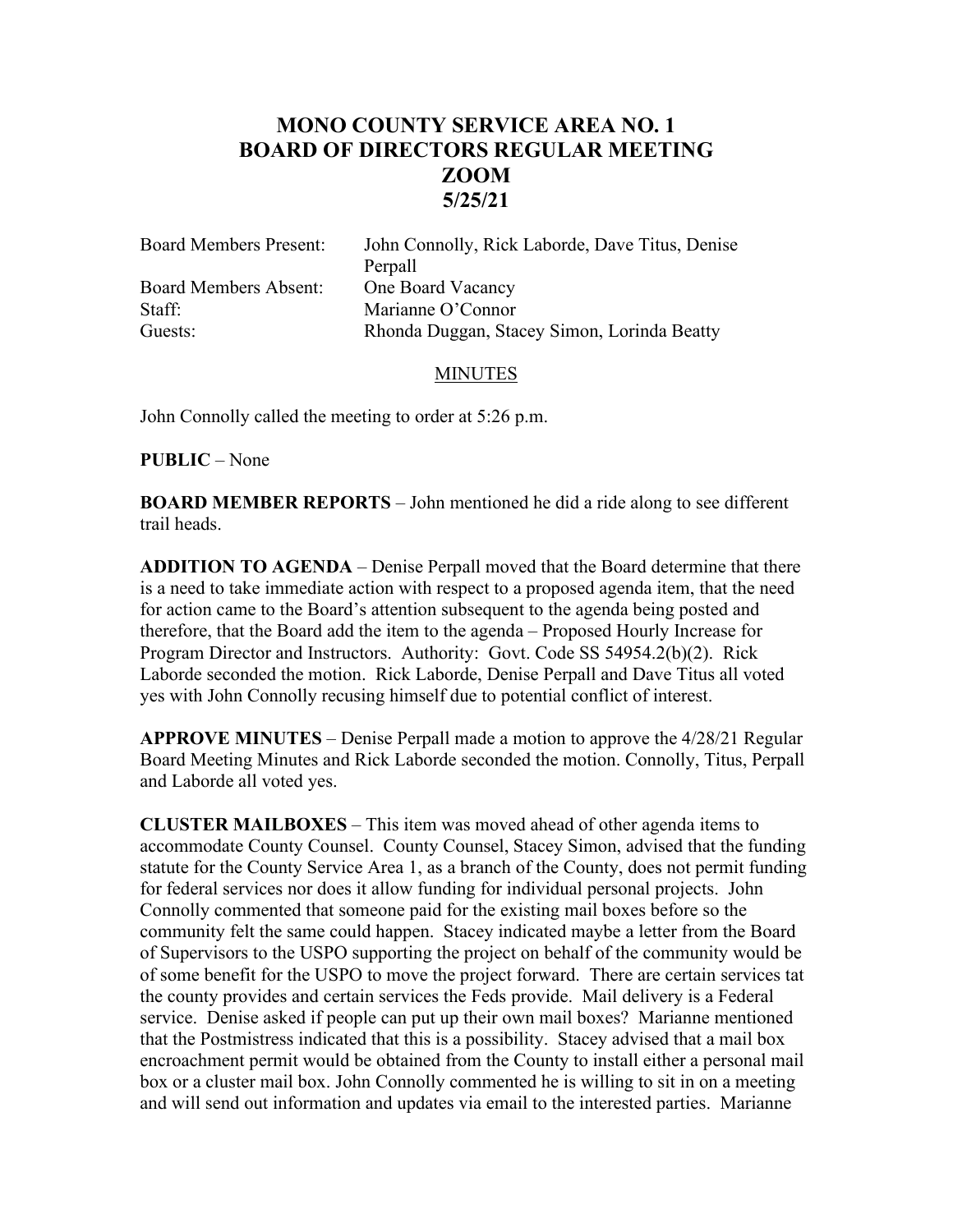# MONO COUNTY SERVICE AREA NO. 1
# BOARD OF DIRECTORS REGULAR MEETING
# ZOOM
# 5/25/21

| | |
|---|---|
| Board Members Present: | John Connolly, Rick Laborde, Dave Titus, Denise Perpall |
| Board Members Absent: | One Board Vacancy |
| Staff: | Marianne O'Connor |
| Guests: | Rhonda Duggan, Stacey Simon, Lorinda Beatty |

## MINUTES

John Connolly called the meeting to order at 5:26 p.m.

**PUBLIC** – None

**BOARD MEMBER REPORTS** – John mentioned he did a ride along to see different trail heads.

**ADDITION TO AGENDA** – Denise Perpall moved that the Board determine that there is a need to take immediate action with respect to a proposed agenda item, that the need for action came to the Board's attention subsequent to the agenda being posted and therefore, that the Board add the item to the agenda – Proposed Hourly Increase for Program Director and Instructors. Authority: Govt. Code SS 54954.2(b)(2). Rick Laborde seconded the motion. Rick Laborde, Denise Perpall and Dave Titus all voted yes with John Connolly recusing himself due to potential conflict of interest.

**APPROVE MINUTES** – Denise Perpall made a motion to approve the 4/28/21 Regular Board Meeting Minutes and Rick Laborde seconded the motion. Connolly, Titus, Perpall and Laborde all voted yes.

**CLUSTER MAILBOXES** – This item was moved ahead of other agenda items to accommodate County Counsel. County Counsel, Stacey Simon, advised that the funding statute for the County Service Area 1, as a branch of the County, does not permit funding for federal services nor does it allow funding for individual personal projects. John Connolly commented that someone paid for the existing mail boxes before so the community felt the same could happen. Stacey indicated maybe a letter from the Board of Supervisors to the USPO supporting the project on behalf of the community would be of some benefit for the USPO to move the project forward. There are certain services tat the county provides and certain services the Feds provide. Mail delivery is a Federal service. Denise asked if people can put up their own mail boxes? Marianne mentioned that the Postmistress indicated that this is a possibility. Stacey advised that a mail box encroachment permit would be obtained from the County to install either a personal mail box or a cluster mail box. John Connolly commented he is willing to sit in on a meeting and will send out information and updates via email to the interested parties. Marianne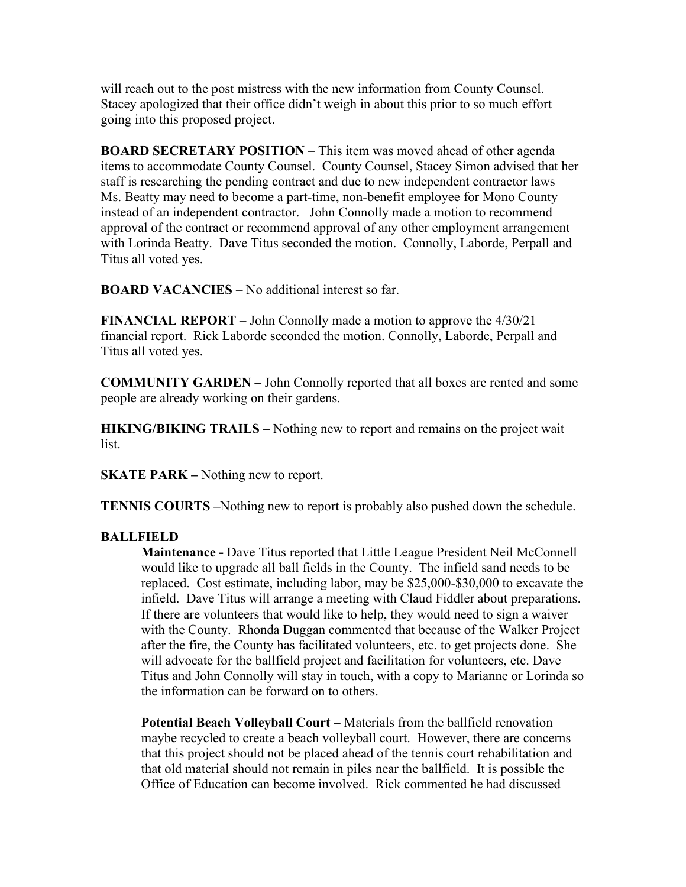will reach out to the post mistress with the new information from County Counsel. Stacey apologized that their office didn't weigh in about this prior to so much effort going into this proposed project.

**BOARD SECRETARY POSITION** – This item was moved ahead of other agenda items to accommodate County Counsel. County Counsel, Stacey Simon advised that her staff is researching the pending contract and due to new independent contractor laws Ms. Beatty may need to become a part-time, non-benefit employee for Mono County instead of an independent contractor. John Connolly made a motion to recommend approval of the contract or recommend approval of any other employment arrangement with Lorinda Beatty. Dave Titus seconded the motion. Connolly, Laborde, Perpall and Titus all voted yes.

**BOARD VACANCIES** – No additional interest so far.

**FINANCIAL REPORT** – John Connolly made a motion to approve the 4/30/21 financial report. Rick Laborde seconded the motion. Connolly, Laborde, Perpall and Titus all voted yes.

**COMMUNITY GARDEN –** John Connolly reported that all boxes are rented and some people are already working on their gardens.

**HIKING/BIKING TRAILS –** Nothing new to report and remains on the project wait list.

**SKATE PARK –** Nothing new to report.

**TENNIS COURTS –**Nothing new to report is probably also pushed down the schedule.

**BALLFIELD**

**Maintenance -** Dave Titus reported that Little League President Neil McConnell would like to upgrade all ball fields in the County. The infield sand needs to be replaced. Cost estimate, including labor, may be $25,000-$30,000 to excavate the infield. Dave Titus will arrange a meeting with Claud Fiddler about preparations. If there are volunteers that would like to help, they would need to sign a waiver with the County. Rhonda Duggan commented that because of the Walker Project after the fire, the County has facilitated volunteers, etc. to get projects done. She will advocate for the ballfield project and facilitation for volunteers, etc. Dave Titus and John Connolly will stay in touch, with a copy to Marianne or Lorinda so the information can be forward on to others.

**Potential Beach Volleyball Court –** Materials from the ballfield renovation maybe recycled to create a beach volleyball court. However, there are concerns that this project should not be placed ahead of the tennis court rehabilitation and that old material should not remain in piles near the ballfield. It is possible the Office of Education can become involved. Rick commented he had discussed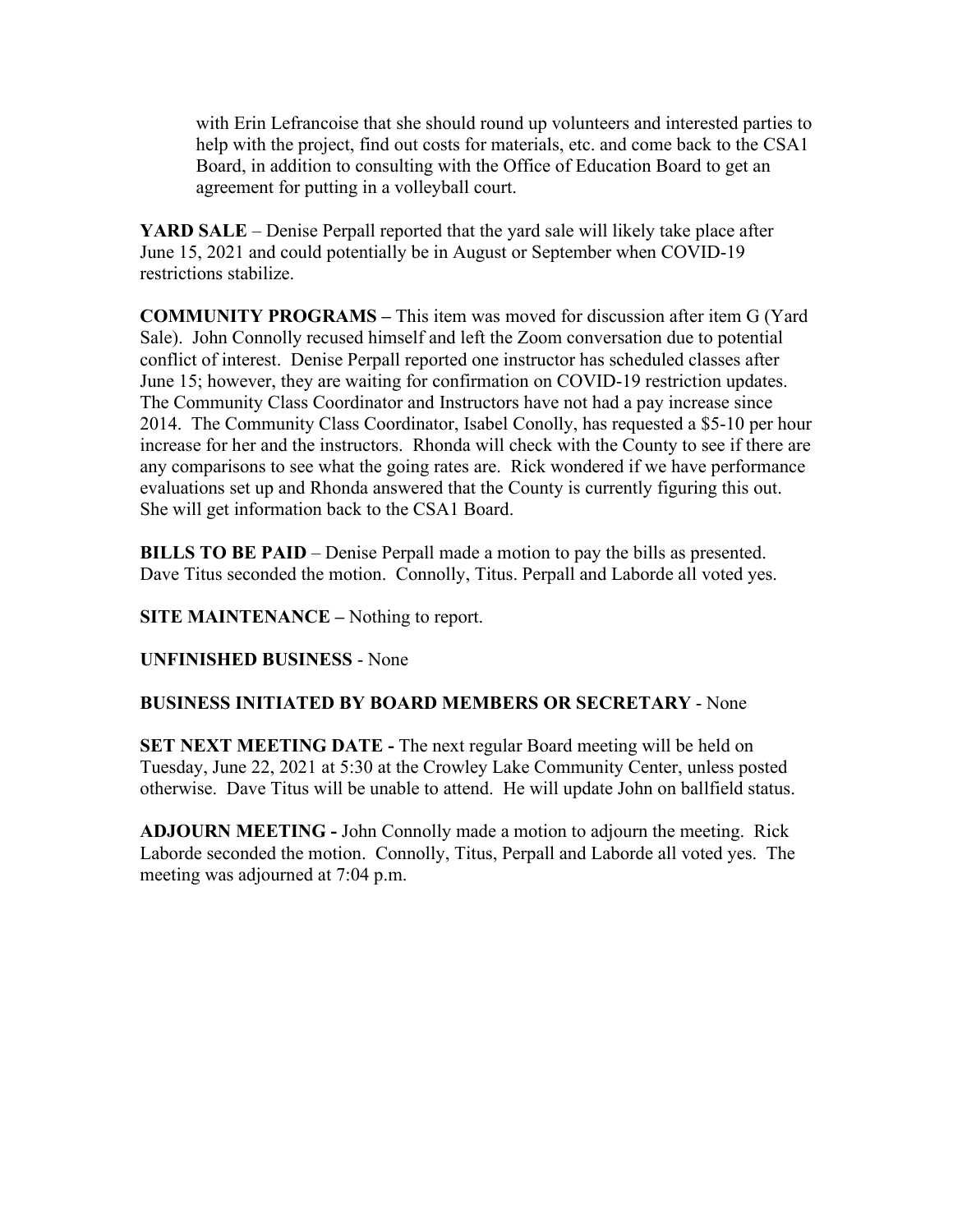with Erin Lefrancoise that she should round up volunteers and interested parties to help with the project, find out costs for materials, etc. and come back to the CSA1 Board, in addition to consulting with the Office of Education Board to get an agreement for putting in a volleyball court.

**YARD SALE** – Denise Perpall reported that the yard sale will likely take place after June 15, 2021 and could potentially be in August or September when COVID-19 restrictions stabilize.

**COMMUNITY PROGRAMS –** This item was moved for discussion after item G (Yard Sale). John Connolly recused himself and left the Zoom conversation due to potential conflict of interest. Denise Perpall reported one instructor has scheduled classes after June 15; however, they are waiting for confirmation on COVID-19 restriction updates. The Community Class Coordinator and Instructors have not had a pay increase since 2014. The Community Class Coordinator, Isabel Conolly, has requested a $5-10 per hour increase for her and the instructors. Rhonda will check with the County to see if there are any comparisons to see what the going rates are. Rick wondered if we have performance evaluations set up and Rhonda answered that the County is currently figuring this out. She will get information back to the CSA1 Board.

**BILLS TO BE PAID** – Denise Perpall made a motion to pay the bills as presented. Dave Titus seconded the motion. Connolly, Titus. Perpall and Laborde all voted yes.

**SITE MAINTENANCE –** Nothing to report.

**UNFINISHED BUSINESS** - None

**BUSINESS INITIATED BY BOARD MEMBERS OR SECRETARY** - None

**SET NEXT MEETING DATE -** The next regular Board meeting will be held on Tuesday, June 22, 2021 at 5:30 at the Crowley Lake Community Center, unless posted otherwise. Dave Titus will be unable to attend. He will update John on ballfield status.

**ADJOURN MEETING -** John Connolly made a motion to adjourn the meeting. Rick Laborde seconded the motion. Connolly, Titus, Perpall and Laborde all voted yes. The meeting was adjourned at 7:04 p.m.